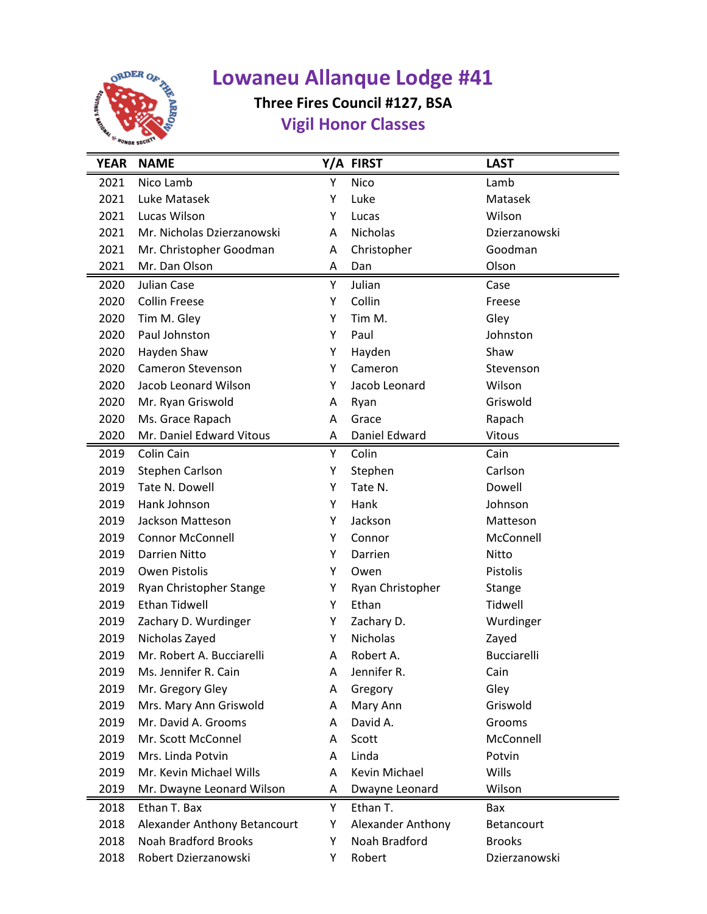# Lowaneu Allanque Lodge #41

### Three Fires Council #127, BSA

## Vigil Honor Classes

| YEAR | NAME | Y/A | FIRST | LAST |
|---|---|---|---|---|
| 2021 | Nico Lamb | Y | Nico | Lamb |
| 2021 | Luke Matasek | Y | Luke | Matasek |
| 2021 | Lucas Wilson | Y | Lucas | Wilson |
| 2021 | Mr. Nicholas Dzierzanowski | A | Nicholas | Dzierzanowski |
| 2021 | Mr. Christopher Goodman | A | Christopher | Goodman |
| 2021 | Mr. Dan Olson | A | Dan | Olson |
| 2020 | Julian Case | Y | Julian | Case |
| 2020 | Collin Freese | Y | Collin | Freese |
| 2020 | Tim M. Gley | Y | Tim M. | Gley |
| 2020 | Paul Johnston | Y | Paul | Johnston |
| 2020 | Hayden Shaw | Y | Hayden | Shaw |
| 2020 | Cameron Stevenson | Y | Cameron | Stevenson |
| 2020 | Jacob Leonard Wilson | Y | Jacob Leonard | Wilson |
| 2020 | Mr. Ryan Griswold | A | Ryan | Griswold |
| 2020 | Ms. Grace Rapach | A | Grace | Rapach |
| 2020 | Mr. Daniel Edward Vitous | A | Daniel Edward | Vitous |
| 2019 | Colin Cain | Y | Colin | Cain |
| 2019 | Stephen Carlson | Y | Stephen | Carlson |
| 2019 | Tate N. Dowell | Y | Tate N. | Dowell |
| 2019 | Hank Johnson | Y | Hank | Johnson |
| 2019 | Jackson Matteson | Y | Jackson | Matteson |
| 2019 | Connor McConnell | Y | Connor | McConnell |
| 2019 | Darrien Nitto | Y | Darrien | Nitto |
| 2019 | Owen Pistolis | Y | Owen | Pistolis |
| 2019 | Ryan Christopher Stange | Y | Ryan Christopher | Stange |
| 2019 | Ethan Tidwell | Y | Ethan | Tidwell |
| 2019 | Zachary D. Wurdinger | Y | Zachary D. | Wurdinger |
| 2019 | Nicholas Zayed | Y | Nicholas | Zayed |
| 2019 | Mr. Robert A. Bucciarelli | A | Robert A. | Bucciarelli |
| 2019 | Ms. Jennifer R. Cain | A | Jennifer R. | Cain |
| 2019 | Mr. Gregory Gley | A | Gregory | Gley |
| 2019 | Mrs. Mary Ann Griswold | A | Mary Ann | Griswold |
| 2019 | Mr. David A. Grooms | A | David A. | Grooms |
| 2019 | Mr. Scott McConnel | A | Scott | McConnell |
| 2019 | Mrs. Linda Potvin | A | Linda | Potvin |
| 2019 | Mr. Kevin Michael Wills | A | Kevin Michael | Wills |
| 2019 | Mr. Dwayne Leonard Wilson | A | Dwayne Leonard | Wilson |
| 2018 | Ethan T. Bax | Y | Ethan T. | Bax |
| 2018 | Alexander Anthony Betancourt | Y | Alexander Anthony | Betancourt |
| 2018 | Noah Bradford Brooks | Y | Noah Bradford | Brooks |
| 2018 | Robert Dzierzanowski | Y | Robert | Dzierzanowski |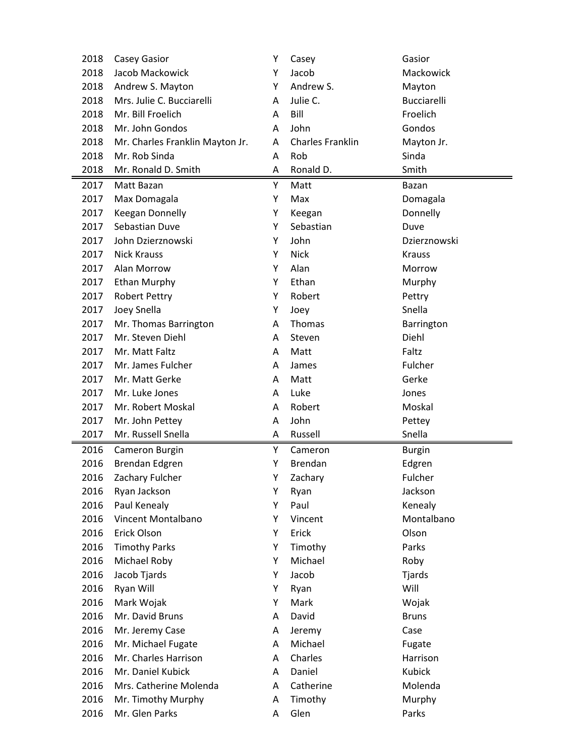| | | | | |
|---|---|---|---|---|
| 2018 | Casey Gasior | Y | Casey | Gasior |
| 2018 | Jacob Mackowick | Y | Jacob | Mackowick |
| 2018 | Andrew S. Mayton | Y | Andrew S. | Mayton |
| 2018 | Mrs. Julie C. Bucciarelli | A | Julie C. | Bucciarelli |
| 2018 | Mr. Bill Froelich | A | Bill | Froelich |
| 2018 | Mr. John Gondos | A | John | Gondos |
| 2018 | Mr. Charles Franklin Mayton Jr. | A | Charles Franklin | Mayton Jr. |
| 2018 | Mr. Rob Sinda | A | Rob | Sinda |
| 2018 | Mr. Ronald D. Smith | A | Ronald D. | Smith |
| 2017 | Matt Bazan | Y | Matt | Bazan |
| 2017 | Max Domagala | Y | Max | Domagala |
| 2017 | Keegan Donnelly | Y | Keegan | Donnelly |
| 2017 | Sebastian Duve | Y | Sebastian | Duve |
| 2017 | John Dzierznowski | Y | John | Dzierznowski |
| 2017 | Nick Krauss | Y | Nick | Krauss |
| 2017 | Alan Morrow | Y | Alan | Morrow |
| 2017 | Ethan Murphy | Y | Ethan | Murphy |
| 2017 | Robert Pettry | Y | Robert | Pettry |
| 2017 | Joey Snella | Y | Joey | Snella |
| 2017 | Mr. Thomas Barrington | A | Thomas | Barrington |
| 2017 | Mr. Steven Diehl | A | Steven | Diehl |
| 2017 | Mr. Matt Faltz | A | Matt | Faltz |
| 2017 | Mr. James Fulcher | A | James | Fulcher |
| 2017 | Mr. Matt Gerke | A | Matt | Gerke |
| 2017 | Mr. Luke Jones | A | Luke | Jones |
| 2017 | Mr. Robert Moskal | A | Robert | Moskal |
| 2017 | Mr. John Pettey | A | John | Pettey |
| 2017 | Mr. Russell Snella | A | Russell | Snella |
| 2016 | Cameron Burgin | Y | Cameron | Burgin |
| 2016 | Brendan Edgren | Y | Brendan | Edgren |
| 2016 | Zachary Fulcher | Y | Zachary | Fulcher |
| 2016 | Ryan Jackson | Y | Ryan | Jackson |
| 2016 | Paul Kenealy | Y | Paul | Kenealy |
| 2016 | Vincent Montalbano | Y | Vincent | Montalbano |
| 2016 | Erick Olson | Y | Erick | Olson |
| 2016 | Timothy Parks | Y | Timothy | Parks |
| 2016 | Michael Roby | Y | Michael | Roby |
| 2016 | Jacob Tjards | Y | Jacob | Tjards |
| 2016 | Ryan Will | Y | Ryan | Will |
| 2016 | Mark Wojak | Y | Mark | Wojak |
| 2016 | Mr. David Bruns | A | David | Bruns |
| 2016 | Mr. Jeremy Case | A | Jeremy | Case |
| 2016 | Mr. Michael Fugate | A | Michael | Fugate |
| 2016 | Mr. Charles Harrison | A | Charles | Harrison |
| 2016 | Mr. Daniel Kubick | A | Daniel | Kubick |
| 2016 | Mrs. Catherine Molenda | A | Catherine | Molenda |
| 2016 | Mr. Timothy Murphy | A | Timothy | Murphy |
| 2016 | Mr. Glen Parks | A | Glen | Parks |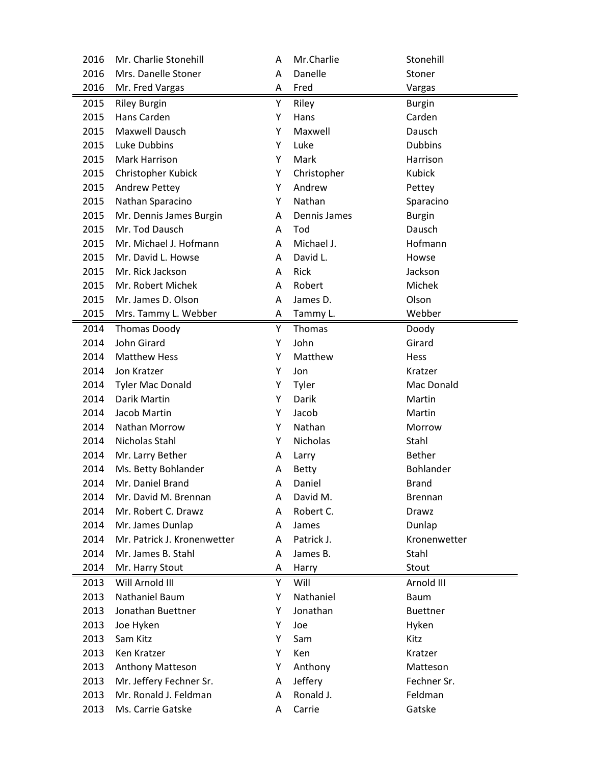| | | | | |
|---|---|---|---|---|
| 2016 | Mr. Charlie Stonehill | A | Mr.Charlie | Stonehill |
| 2016 | Mrs. Danelle Stoner | A | Danelle | Stoner |
| 2016 | Mr. Fred Vargas | A | Fred | Vargas |
| 2015 | Riley Burgin | Y | Riley | Burgin |
| 2015 | Hans Carden | Y | Hans | Carden |
| 2015 | Maxwell Dausch | Y | Maxwell | Dausch |
| 2015 | Luke Dubbins | Y | Luke | Dubbins |
| 2015 | Mark Harrison | Y | Mark | Harrison |
| 2015 | Christopher Kubick | Y | Christopher | Kubick |
| 2015 | Andrew Pettey | Y | Andrew | Pettey |
| 2015 | Nathan Sparacino | Y | Nathan | Sparacino |
| 2015 | Mr. Dennis James Burgin | A | Dennis James | Burgin |
| 2015 | Mr. Tod Dausch | A | Tod | Dausch |
| 2015 | Mr. Michael J. Hofmann | A | Michael J. | Hofmann |
| 2015 | Mr. David L. Howse | A | David L. | Howse |
| 2015 | Mr. Rick Jackson | A | Rick | Jackson |
| 2015 | Mr. Robert Michek | A | Robert | Michek |
| 2015 | Mr. James D. Olson | A | James D. | Olson |
| 2015 | Mrs. Tammy L. Webber | A | Tammy L. | Webber |
| 2014 | Thomas Doody | Y | Thomas | Doody |
| 2014 | John Girard | Y | John | Girard |
| 2014 | Matthew Hess | Y | Matthew | Hess |
| 2014 | Jon Kratzer | Y | Jon | Kratzer |
| 2014 | Tyler Mac Donald | Y | Tyler | Mac Donald |
| 2014 | Darik Martin | Y | Darik | Martin |
| 2014 | Jacob Martin | Y | Jacob | Martin |
| 2014 | Nathan Morrow | Y | Nathan | Morrow |
| 2014 | Nicholas Stahl | Y | Nicholas | Stahl |
| 2014 | Mr. Larry Bether | A | Larry | Bether |
| 2014 | Ms. Betty Bohlander | A | Betty | Bohlander |
| 2014 | Mr. Daniel Brand | A | Daniel | Brand |
| 2014 | Mr. David M. Brennan | A | David M. | Brennan |
| 2014 | Mr. Robert C. Drawz | A | Robert C. | Drawz |
| 2014 | Mr. James Dunlap | A | James | Dunlap |
| 2014 | Mr. Patrick J. Kronenwetter | A | Patrick J. | Kronenwetter |
| 2014 | Mr. James B. Stahl | A | James B. | Stahl |
| 2014 | Mr. Harry Stout | A | Harry | Stout |
| 2013 | Will Arnold III | Y | Will | Arnold III |
| 2013 | Nathaniel Baum | Y | Nathaniel | Baum |
| 2013 | Jonathan Buettner | Y | Jonathan | Buettner |
| 2013 | Joe Hyken | Y | Joe | Hyken |
| 2013 | Sam Kitz | Y | Sam | Kitz |
| 2013 | Ken Kratzer | Y | Ken | Kratzer |
| 2013 | Anthony Matteson | Y | Anthony | Matteson |
| 2013 | Mr. Jeffery Fechner Sr. | A | Jeffery | Fechner Sr. |
| 2013 | Mr. Ronald J. Feldman | A | Ronald J. | Feldman |
| 2013 | Ms. Carrie Gatske | A | Carrie | Gatske |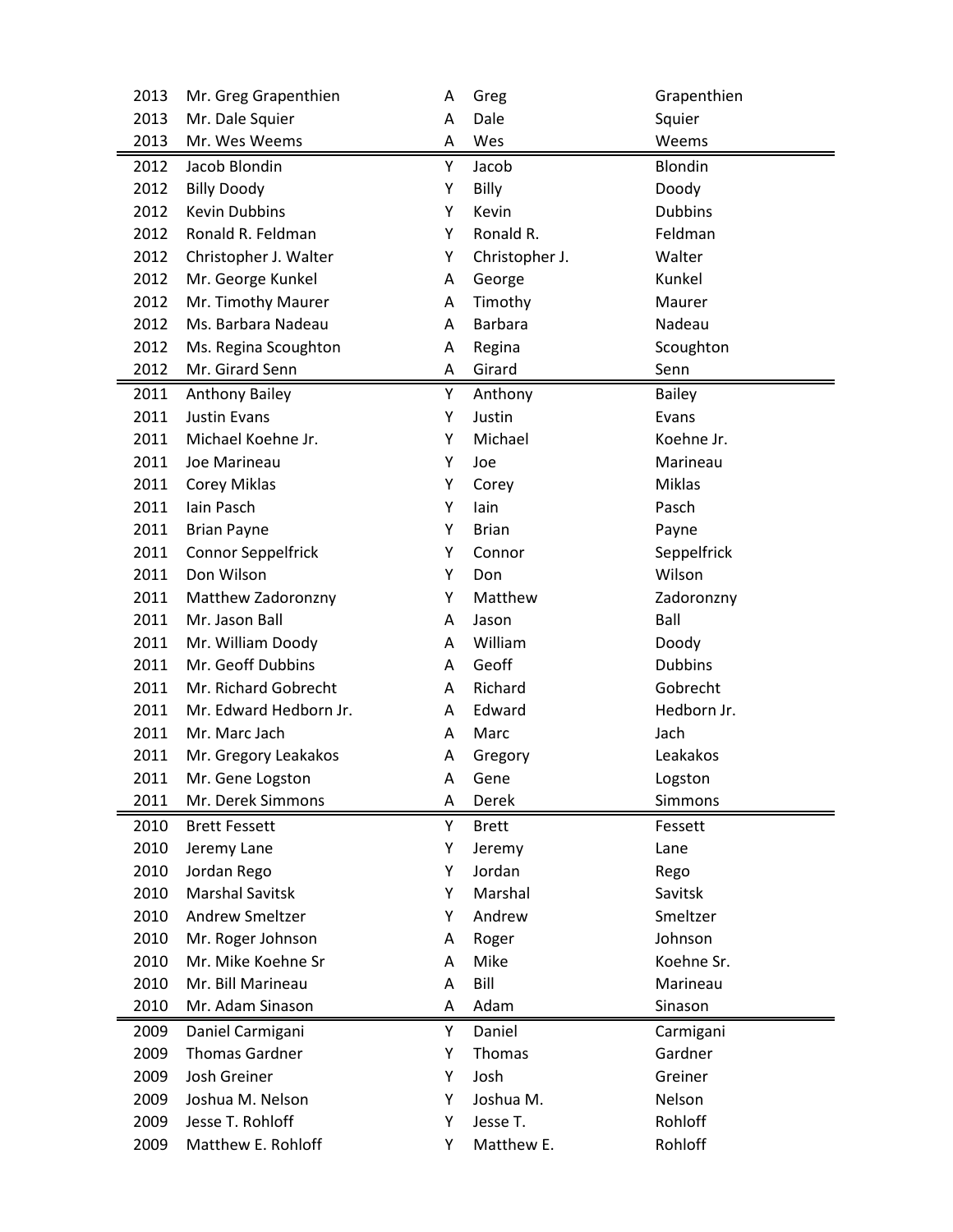| | | | | |
|---|---|---|---|---|
| 2013 | Mr. Greg Grapenthien | A | Greg | Grapenthien |
| 2013 | Mr. Dale Squier | A | Dale | Squier |
| 2013 | Mr. Wes Weems | A | Wes | Weems |
| 2012 | Jacob Blondin | Y | Jacob | Blondin |
| 2012 | Billy Doody | Y | Billy | Doody |
| 2012 | Kevin Dubbins | Y | Kevin | Dubbins |
| 2012 | Ronald R. Feldman | Y | Ronald R. | Feldman |
| 2012 | Christopher J. Walter | Y | Christopher J. | Walter |
| 2012 | Mr. George Kunkel | A | George | Kunkel |
| 2012 | Mr. Timothy Maurer | A | Timothy | Maurer |
| 2012 | Ms. Barbara Nadeau | A | Barbara | Nadeau |
| 2012 | Ms. Regina Scoughton | A | Regina | Scoughton |
| 2012 | Mr. Girard Senn | A | Girard | Senn |
| 2011 | Anthony Bailey | Y | Anthony | Bailey |
| 2011 | Justin Evans | Y | Justin | Evans |
| 2011 | Michael Koehne Jr. | Y | Michael | Koehne Jr. |
| 2011 | Joe Marineau | Y | Joe | Marineau |
| 2011 | Corey Miklas | Y | Corey | Miklas |
| 2011 | Iain Pasch | Y | Iain | Pasch |
| 2011 | Brian Payne | Y | Brian | Payne |
| 2011 | Connor Seppelfrick | Y | Connor | Seppelfrick |
| 2011 | Don Wilson | Y | Don | Wilson |
| 2011 | Matthew Zadoronzny | Y | Matthew | Zadoronzny |
| 2011 | Mr. Jason Ball | A | Jason | Ball |
| 2011 | Mr. William Doody | A | William | Doody |
| 2011 | Mr. Geoff Dubbins | A | Geoff | Dubbins |
| 2011 | Mr. Richard Gobrecht | A | Richard | Gobrecht |
| 2011 | Mr. Edward Hedborn Jr. | A | Edward | Hedborn Jr. |
| 2011 | Mr. Marc Jach | A | Marc | Jach |
| 2011 | Mr. Gregory Leakakos | A | Gregory | Leakakos |
| 2011 | Mr. Gene Logston | A | Gene | Logston |
| 2011 | Mr. Derek Simmons | A | Derek | Simmons |
| 2010 | Brett Fessett | Y | Brett | Fessett |
| 2010 | Jeremy Lane | Y | Jeremy | Lane |
| 2010 | Jordan Rego | Y | Jordan | Rego |
| 2010 | Marshal Savitsk | Y | Marshal | Savitsk |
| 2010 | Andrew Smeltzer | Y | Andrew | Smeltzer |
| 2010 | Mr. Roger Johnson | A | Roger | Johnson |
| 2010 | Mr. Mike Koehne Sr | A | Mike | Koehne Sr. |
| 2010 | Mr. Bill Marineau | A | Bill | Marineau |
| 2010 | Mr. Adam Sinason | A | Adam | Sinason |
| 2009 | Daniel Carmigani | Y | Daniel | Carmigani |
| 2009 | Thomas Gardner | Y | Thomas | Gardner |
| 2009 | Josh Greiner | Y | Josh | Greiner |
| 2009 | Joshua M. Nelson | Y | Joshua M. | Nelson |
| 2009 | Jesse T. Rohloff | Y | Jesse T. | Rohloff |
| 2009 | Matthew E. Rohloff | Y | Matthew E. | Rohloff |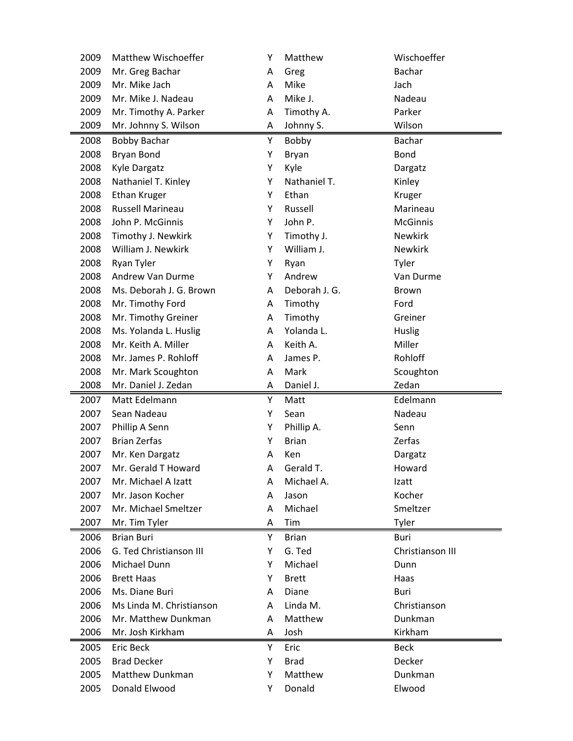| | | | | |
|---|---|---|---|---|
| 2009 | Matthew Wischoeffer | Y | Matthew | Wischoeffer |
| 2009 | Mr. Greg Bachar | A | Greg | Bachar |
| 2009 | Mr. Mike Jach | A | Mike | Jach |
| 2009 | Mr. Mike J. Nadeau | A | Mike J. | Nadeau |
| 2009 | Mr. Timothy A. Parker | A | Timothy A. | Parker |
| 2009 | Mr. Johnny S. Wilson | A | Johnny S. | Wilson |
| 2008 | Bobby Bachar | Y | Bobby | Bachar |
| 2008 | Bryan Bond | Y | Bryan | Bond |
| 2008 | Kyle Dargatz | Y | Kyle | Dargatz |
| 2008 | Nathaniel T. Kinley | Y | Nathaniel T. | Kinley |
| 2008 | Ethan Kruger | Y | Ethan | Kruger |
| 2008 | Russell Marineau | Y | Russell | Marineau |
| 2008 | John P. McGinnis | Y | John P. | McGinnis |
| 2008 | Timothy J. Newkirk | Y | Timothy J. | Newkirk |
| 2008 | William J. Newkirk | Y | William J. | Newkirk |
| 2008 | Ryan Tyler | Y | Ryan | Tyler |
| 2008 | Andrew Van Durme | Y | Andrew | Van Durme |
| 2008 | Ms. Deborah J. G. Brown | A | Deborah J. G. | Brown |
| 2008 | Mr. Timothy Ford | A | Timothy | Ford |
| 2008 | Mr. Timothy Greiner | A | Timothy | Greiner |
| 2008 | Ms. Yolanda L. Huslig | A | Yolanda L. | Huslig |
| 2008 | Mr. Keith A. Miller | A | Keith A. | Miller |
| 2008 | Mr. James P. Rohloff | A | James P. | Rohloff |
| 2008 | Mr. Mark Scoughton | A | Mark | Scoughton |
| 2008 | Mr. Daniel J. Zedan | A | Daniel J. | Zedan |
| 2007 | Matt Edelmann | Y | Matt | Edelmann |
| 2007 | Sean Nadeau | Y | Sean | Nadeau |
| 2007 | Phillip A Senn | Y | Phillip A. | Senn |
| 2007 | Brian Zerfas | Y | Brian | Zerfas |
| 2007 | Mr. Ken Dargatz | A | Ken | Dargatz |
| 2007 | Mr. Gerald T Howard | A | Gerald T. | Howard |
| 2007 | Mr. Michael A Izatt | A | Michael A. | Izatt |
| 2007 | Mr. Jason Kocher | A | Jason | Kocher |
| 2007 | Mr. Michael Smeltzer | A | Michael | Smeltzer |
| 2007 | Mr. Tim Tyler | A | Tim | Tyler |
| 2006 | Brian Buri | Y | Brian | Buri |
| 2006 | G. Ted Christianson III | Y | G. Ted | Christianson III |
| 2006 | Michael Dunn | Y | Michael | Dunn |
| 2006 | Brett Haas | Y | Brett | Haas |
| 2006 | Ms. Diane Buri | A | Diane | Buri |
| 2006 | Ms Linda M. Christianson | A | Linda M. | Christianson |
| 2006 | Mr. Matthew Dunkman | A | Matthew | Dunkman |
| 2006 | Mr. Josh Kirkham | A | Josh | Kirkham |
| 2005 | Eric Beck | Y | Eric | Beck |
| 2005 | Brad Decker | Y | Brad | Decker |
| 2005 | Matthew Dunkman | Y | Matthew | Dunkman |
| 2005 | Donald Elwood | Y | Donald | Elwood |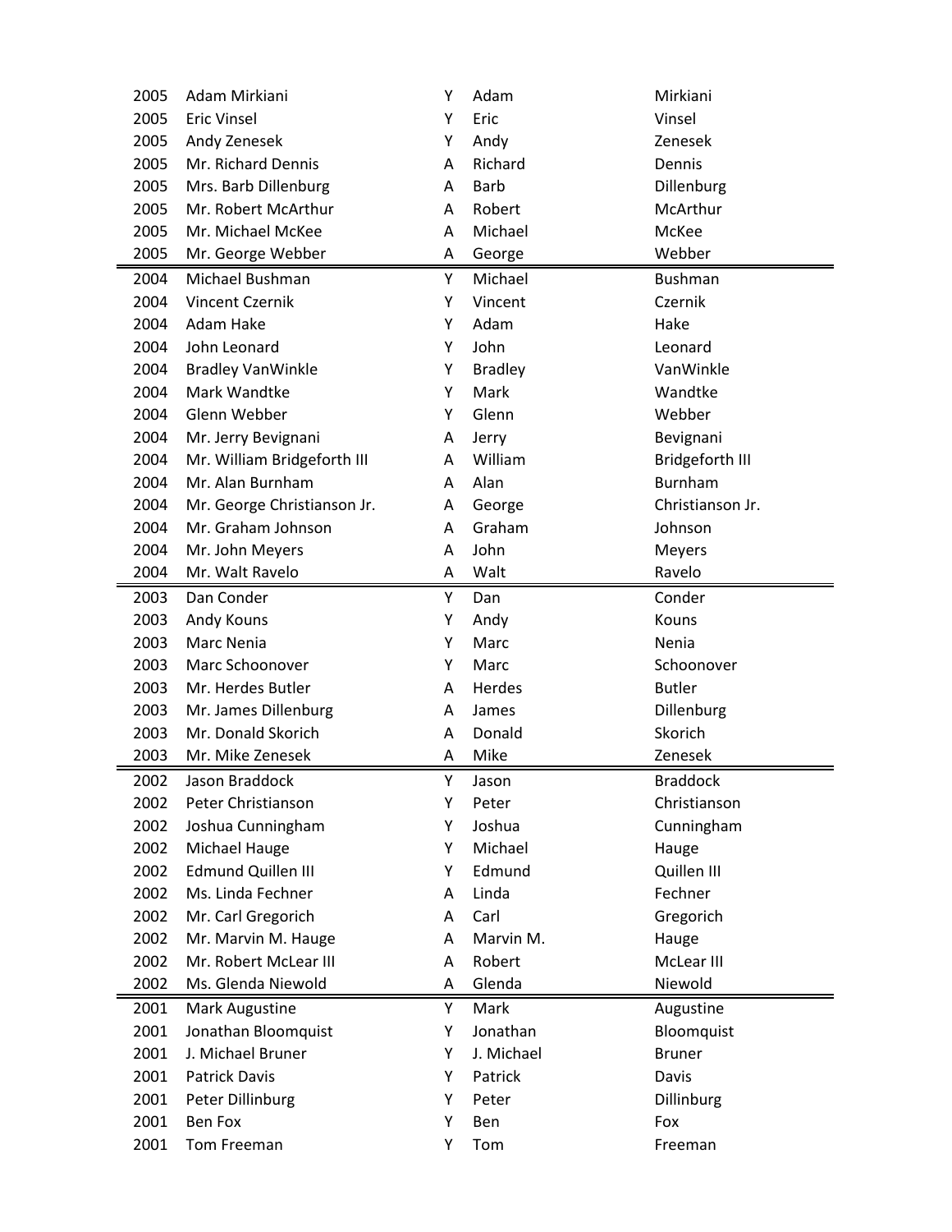| | | | | |
|---|---|---|---|---|
| 2005 | Adam Mirkiani | Y | Adam | Mirkiani |
| 2005 | Eric Vinsel | Y | Eric | Vinsel |
| 2005 | Andy Zenesek | Y | Andy | Zenesek |
| 2005 | Mr. Richard Dennis | A | Richard | Dennis |
| 2005 | Mrs. Barb Dillenburg | A | Barb | Dillenburg |
| 2005 | Mr. Robert McArthur | A | Robert | McArthur |
| 2005 | Mr. Michael McKee | A | Michael | McKee |
| 2005 | Mr. George Webber | A | George | Webber |
| 2004 | Michael Bushman | Y | Michael | Bushman |
| 2004 | Vincent Czernik | Y | Vincent | Czernik |
| 2004 | Adam Hake | Y | Adam | Hake |
| 2004 | John Leonard | Y | John | Leonard |
| 2004 | Bradley VanWinkle | Y | Bradley | VanWinkle |
| 2004 | Mark Wandtke | Y | Mark | Wandtke |
| 2004 | Glenn Webber | Y | Glenn | Webber |
| 2004 | Mr. Jerry Bevignani | A | Jerry | Bevignani |
| 2004 | Mr. William Bridgeforth III | A | William | Bridgeforth III |
| 2004 | Mr. Alan Burnham | A | Alan | Burnham |
| 2004 | Mr. George Christianson Jr. | A | George | Christianson Jr. |
| 2004 | Mr. Graham Johnson | A | Graham | Johnson |
| 2004 | Mr. John Meyers | A | John | Meyers |
| 2004 | Mr. Walt Ravelo | A | Walt | Ravelo |
| 2003 | Dan Conder | Y | Dan | Conder |
| 2003 | Andy Kouns | Y | Andy | Kouns |
| 2003 | Marc Nenia | Y | Marc | Nenia |
| 2003 | Marc Schoonover | Y | Marc | Schoonover |
| 2003 | Mr. Herdes Butler | A | Herdes | Butler |
| 2003 | Mr. James Dillenburg | A | James | Dillenburg |
| 2003 | Mr. Donald Skorich | A | Donald | Skorich |
| 2003 | Mr. Mike Zenesek | A | Mike | Zenesek |
| 2002 | Jason Braddock | Y | Jason | Braddock |
| 2002 | Peter Christianson | Y | Peter | Christianson |
| 2002 | Joshua Cunningham | Y | Joshua | Cunningham |
| 2002 | Michael Hauge | Y | Michael | Hauge |
| 2002 | Edmund Quillen III | Y | Edmund | Quillen III |
| 2002 | Ms. Linda Fechner | A | Linda | Fechner |
| 2002 | Mr. Carl Gregorich | A | Carl | Gregorich |
| 2002 | Mr. Marvin M. Hauge | A | Marvin M. | Hauge |
| 2002 | Mr. Robert McLear III | A | Robert | McLear III |
| 2002 | Ms. Glenda Niewold | A | Glenda | Niewold |
| 2001 | Mark Augustine | Y | Mark | Augustine |
| 2001 | Jonathan Bloomquist | Y | Jonathan | Bloomquist |
| 2001 | J. Michael Bruner | Y | J. Michael | Bruner |
| 2001 | Patrick Davis | Y | Patrick | Davis |
| 2001 | Peter Dillinburg | Y | Peter | Dillinburg |
| 2001 | Ben Fox | Y | Ben | Fox |
| 2001 | Tom Freeman | Y | Tom | Freeman |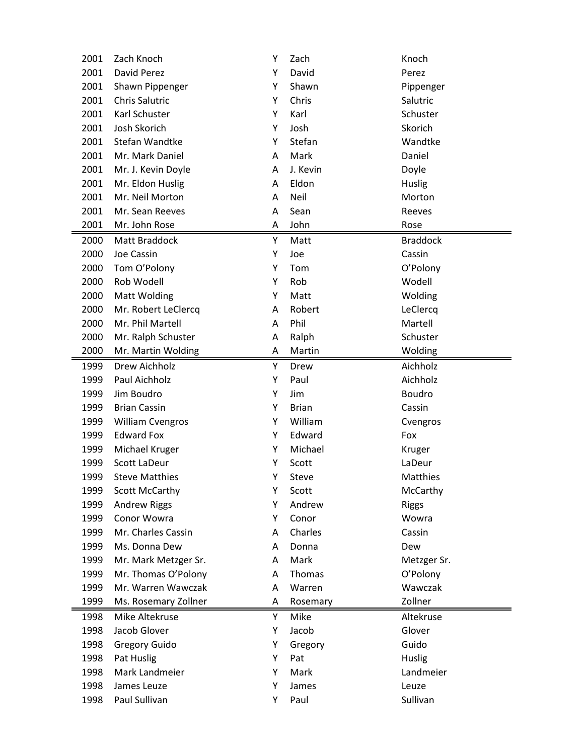| | | | | |
|---|---|---|---|---|
| 2001 | Zach Knoch | Y | Zach | Knoch |
| 2001 | David Perez | Y | David | Perez |
| 2001 | Shawn Pippenger | Y | Shawn | Pippenger |
| 2001 | Chris Salutric | Y | Chris | Salutric |
| 2001 | Karl Schuster | Y | Karl | Schuster |
| 2001 | Josh Skorich | Y | Josh | Skorich |
| 2001 | Stefan Wandtke | Y | Stefan | Wandtke |
| 2001 | Mr. Mark Daniel | A | Mark | Daniel |
| 2001 | Mr. J. Kevin Doyle | A | J. Kevin | Doyle |
| 2001 | Mr. Eldon Huslig | A | Eldon | Huslig |
| 2001 | Mr. Neil Morton | A | Neil | Morton |
| 2001 | Mr. Sean Reeves | A | Sean | Reeves |
| 2001 | Mr. John Rose | A | John | Rose |
| 2000 | Matt Braddock | Y | Matt | Braddock |
| 2000 | Joe Cassin | Y | Joe | Cassin |
| 2000 | Tom O'Polony | Y | Tom | O'Polony |
| 2000 | Rob Wodell | Y | Rob | Wodell |
| 2000 | Matt Wolding | Y | Matt | Wolding |
| 2000 | Mr. Robert LeClercq | A | Robert | LeClercq |
| 2000 | Mr. Phil Martell | A | Phil | Martell |
| 2000 | Mr. Ralph Schuster | A | Ralph | Schuster |
| 2000 | Mr. Martin Wolding | A | Martin | Wolding |
| 1999 | Drew Aichholz | Y | Drew | Aichholz |
| 1999 | Paul Aichholz | Y | Paul | Aichholz |
| 1999 | Jim Boudro | Y | Jim | Boudro |
| 1999 | Brian Cassin | Y | Brian | Cassin |
| 1999 | William Cvengros | Y | William | Cvengros |
| 1999 | Edward Fox | Y | Edward | Fox |
| 1999 | Michael Kruger | Y | Michael | Kruger |
| 1999 | Scott LaDeur | Y | Scott | LaDeur |
| 1999 | Steve Matthies | Y | Steve | Matthies |
| 1999 | Scott McCarthy | Y | Scott | McCarthy |
| 1999 | Andrew Riggs | Y | Andrew | Riggs |
| 1999 | Conor Wowra | Y | Conor | Wowra |
| 1999 | Mr. Charles Cassin | A | Charles | Cassin |
| 1999 | Ms. Donna Dew | A | Donna | Dew |
| 1999 | Mr. Mark Metzger Sr. | A | Mark | Metzger Sr. |
| 1999 | Mr. Thomas O'Polony | A | Thomas | O'Polony |
| 1999 | Mr. Warren Wawczak | A | Warren | Wawczak |
| 1999 | Ms. Rosemary Zollner | A | Rosemary | Zollner |
| 1998 | Mike Altekruse | Y | Mike | Altekruse |
| 1998 | Jacob Glover | Y | Jacob | Glover |
| 1998 | Gregory Guido | Y | Gregory | Guido |
| 1998 | Pat Huslig | Y | Pat | Huslig |
| 1998 | Mark Landmeier | Y | Mark | Landmeier |
| 1998 | James Leuze | Y | James | Leuze |
| 1998 | Paul Sullivan | Y | Paul | Sullivan |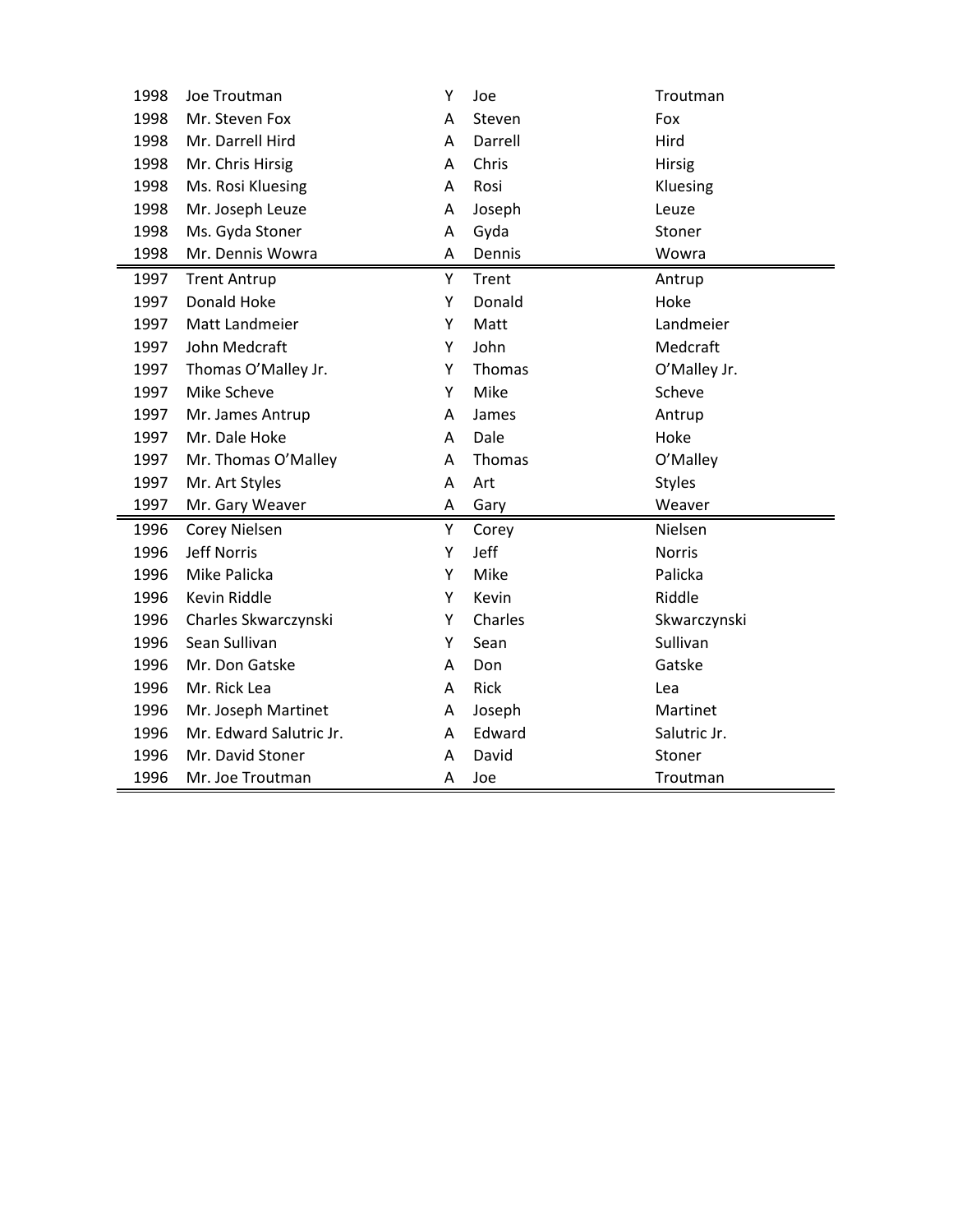| | | | | |
|---|---|---|---|---|
| 1998 | Joe Troutman | Y | Joe | Troutman |
| 1998 | Mr. Steven Fox | A | Steven | Fox |
| 1998 | Mr. Darrell Hird | A | Darrell | Hird |
| 1998 | Mr. Chris Hirsig | A | Chris | Hirsig |
| 1998 | Ms. Rosi Kluesing | A | Rosi | Kluesing |
| 1998 | Mr. Joseph Leuze | A | Joseph | Leuze |
| 1998 | Ms. Gyda Stoner | A | Gyda | Stoner |
| 1998 | Mr. Dennis Wowra | A | Dennis | Wowra |
| 1997 | Trent Antrup | Y | Trent | Antrup |
| 1997 | Donald Hoke | Y | Donald | Hoke |
| 1997 | Matt Landmeier | Y | Matt | Landmeier |
| 1997 | John Medcraft | Y | John | Medcraft |
| 1997 | Thomas O'Malley Jr. | Y | Thomas | O'Malley Jr. |
| 1997 | Mike Scheve | Y | Mike | Scheve |
| 1997 | Mr. James Antrup | A | James | Antrup |
| 1997 | Mr. Dale Hoke | A | Dale | Hoke |
| 1997 | Mr. Thomas O'Malley | A | Thomas | O'Malley |
| 1997 | Mr. Art Styles | A | Art | Styles |
| 1997 | Mr. Gary Weaver | A | Gary | Weaver |
| 1996 | Corey Nielsen | Y | Corey | Nielsen |
| 1996 | Jeff Norris | Y | Jeff | Norris |
| 1996 | Mike Palicka | Y | Mike | Palicka |
| 1996 | Kevin Riddle | Y | Kevin | Riddle |
| 1996 | Charles Skwarczynski | Y | Charles | Skwarczynski |
| 1996 | Sean Sullivan | Y | Sean | Sullivan |
| 1996 | Mr. Don Gatske | A | Don | Gatske |
| 1996 | Mr. Rick Lea | A | Rick | Lea |
| 1996 | Mr. Joseph Martinet | A | Joseph | Martinet |
| 1996 | Mr. Edward Salutric Jr. | A | Edward | Salutric Jr. |
| 1996 | Mr. David Stoner | A | David | Stoner |
| 1996 | Mr. Joe Troutman | A | Joe | Troutman |